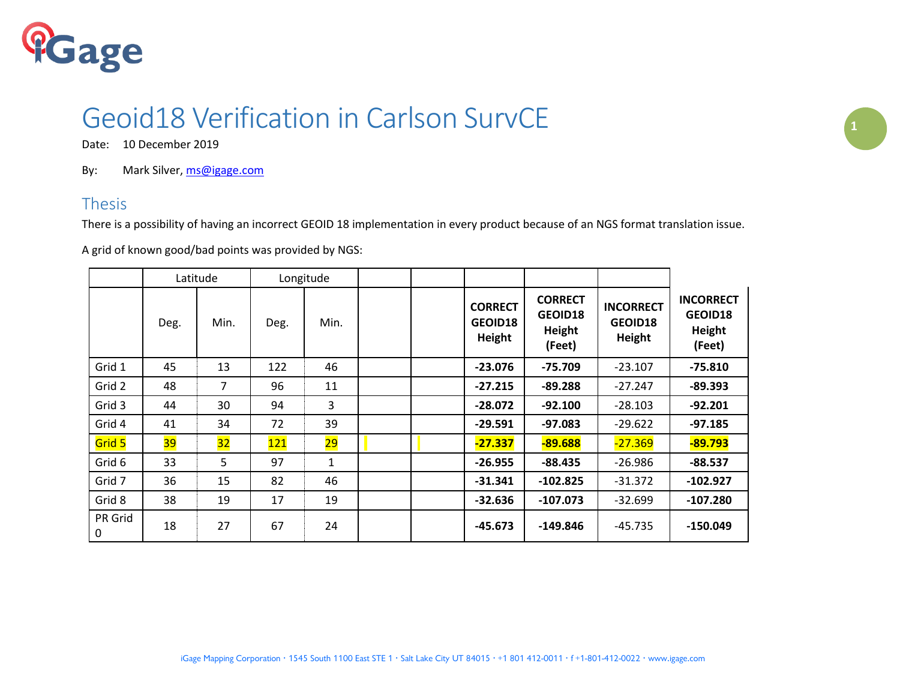# Geoid18 Verification in Carlson SurvCE

Date: 10 December 2019

By: Mark Silver, ms@igage.com

## Thesis

There is a possibility of having an incorrect GEOID 18 implementation in every product because of an NGS format translation issue.

A grid of known good/bad points was provided by NGS:

| | Latitude | | Longitude | | | | | | | |
|---|---|---|---|---|---|---|---|---|---|---|
| | Deg. | Min. | Deg. | Min. | | | **CORRECT GEOID18 Height** | **CORRECT GEOID18 Height (Feet)** | **INCORRECT GEOID18 Height** | **INCORRECT GEOID18 Height (Feet)** |
| Grid 1 | 45 | 13 | 122 | 46 | | | **-23.076** | **-75.709** | -23.107 | **-75.810** |
| Grid 2 | 48 | 7 | 96 | 11 | | | **-27.215** | **-89.288** | -27.247 | **-89.393** |
| Grid 3 | 44 | 30 | 94 | 3 | | | **-28.072** | **-92.100** | -28.103 | **-92.201** |
| Grid 4 | 41 | 34 | 72 | 39 | | | **-29.591** | **-97.083** | -29.622 | **-97.185** |
| Grid 5 | 39 | 32 | 121 | 29 | | | **-27.337** | **-89.688** | -27.369 | **-89.793** |
| Grid 6 | 33 | 5 | 97 | 1 | | | **-26.955** | **-88.435** | -26.986 | **-88.537** |
| Grid 7 | 36 | 15 | 82 | 46 | | | **-31.341** | **-102.825** | -31.372 | **-102.927** |
| Grid 8 | 38 | 19 | 17 | 19 | | | **-32.636** | **-107.073** | -32.699 | **-107.280** |
| PR Grid 0 | 18 | 27 | 67 | 24 | | | **-45.673** | **-149.846** | -45.735 | **-150.049** |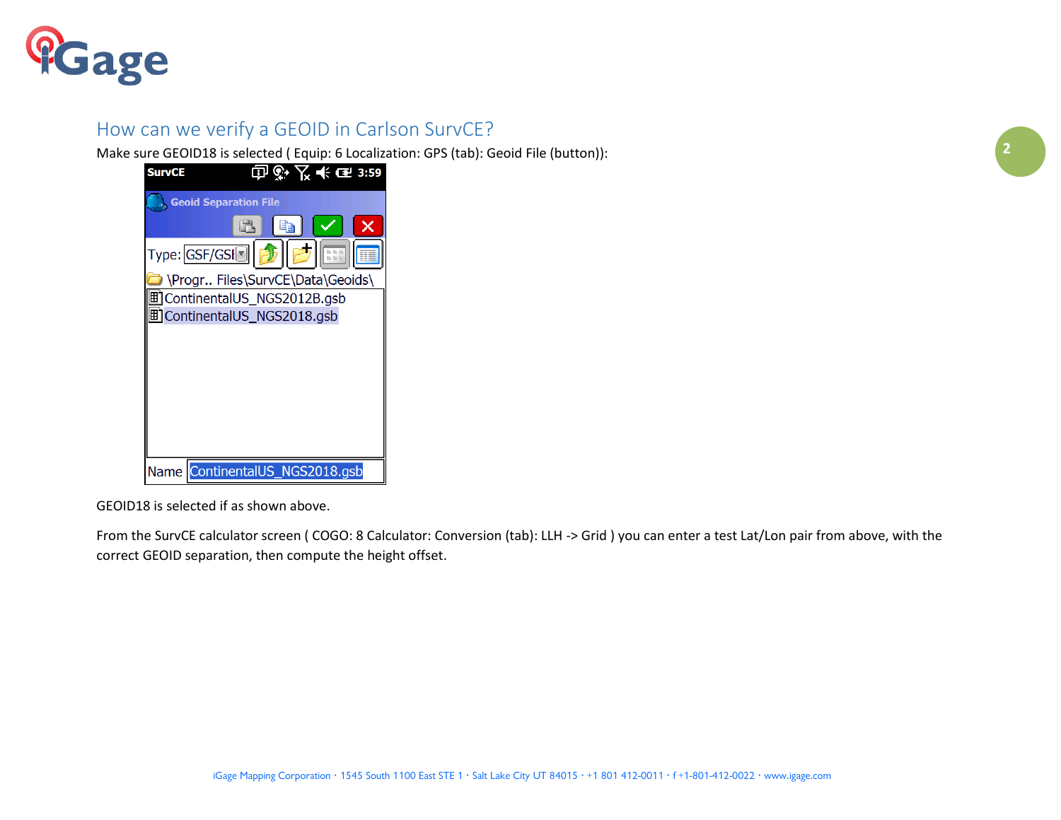## How can we verify a GEOID in Carlson SurvCE?

Make sure GEOID18 is selected ( Equip: 6 Localization: GPS (tab): Geoid File (button)):

GEOID18 is selected if as shown above.

From the SurvCE calculator screen ( COGO: 8 Calculator: Conversion (tab): LLH -> Grid ) you can enter a test Lat/Lon pair from above, with the correct GEOID separation, then compute the height offset.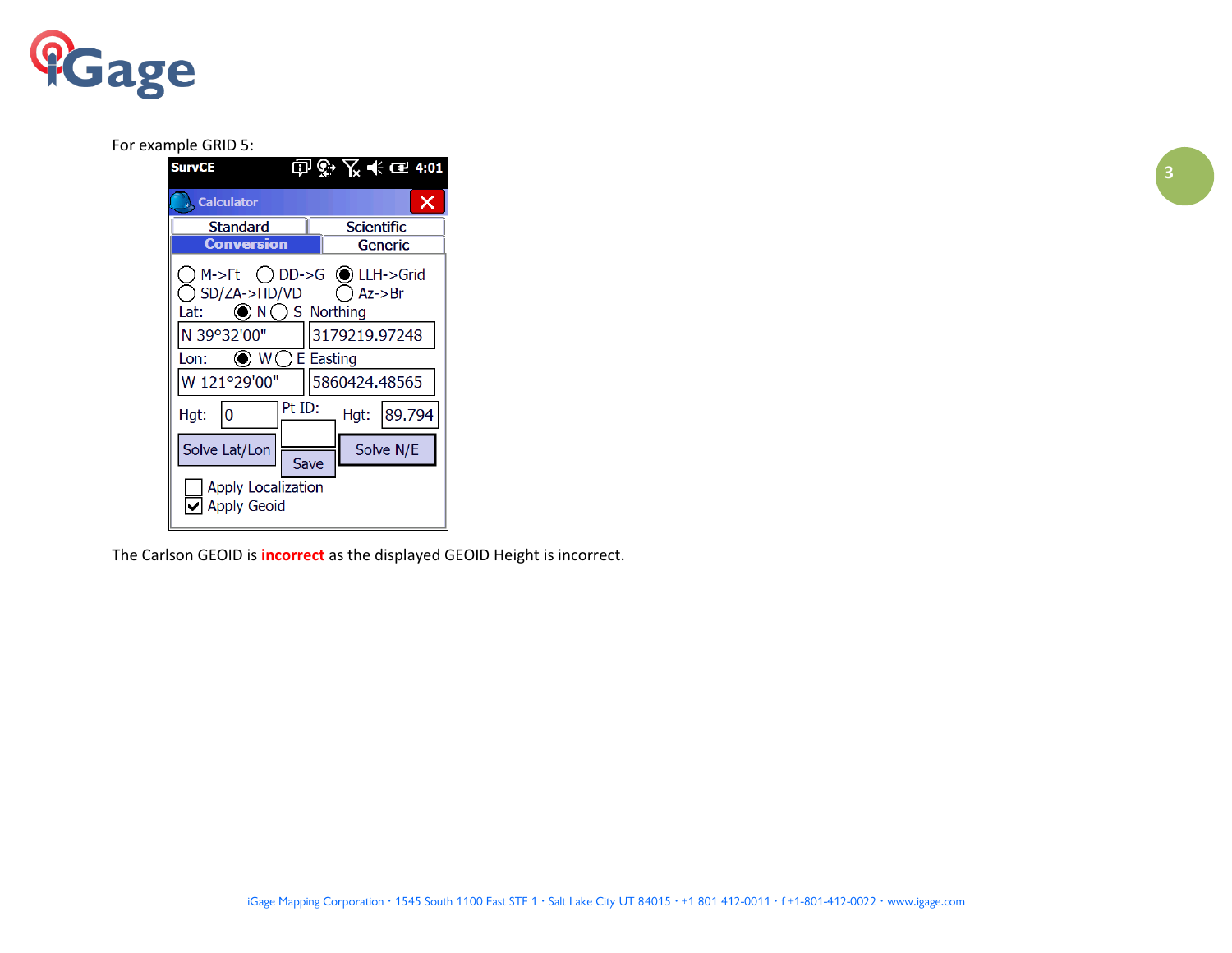For example GRID 5:

SurvCE 4:01

Calculator

Standard Scientific

Conversion Generic

M->Ft DD->G LLH->Grid

SD/ZA->HD/VD Az->Br

Lat: N S Northing

N 39°32'00" 3179219.97248

Lon: W E Easting

W 121°29'00" 5860424.48565

Hgt: 0 Pt ID: Hgt: 89.794

Solve Lat/Lon Save Solve N/E

Apply Localization

Apply Geoid

The Carlson GEOID is **incorrect** as the displayed GEOID Height is incorrect.